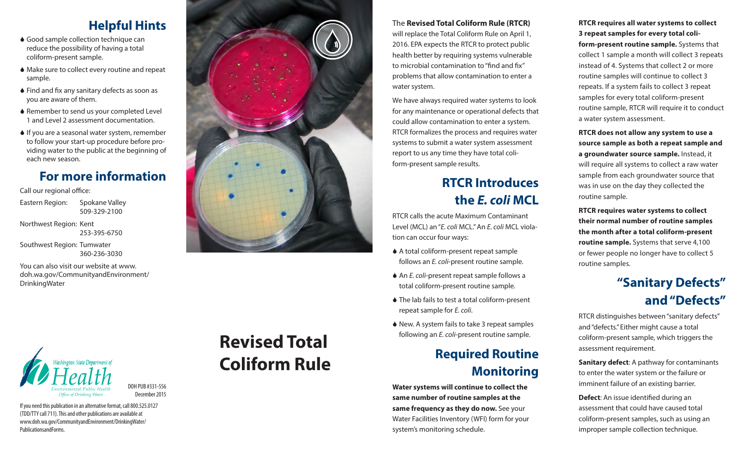## Helpful Hints

- Good sample collection technique can reduce the possibility of having a total coliform-present sample.
- Make sure to collect every routine and repeat sample.
- Find and fix any sanitary defects as soon as you are aware of them.
- Remember to send us your completed Level 1 and Level 2 assessment documentation.
- If you are a seasonal water system, remember to follow your start-up procedure before providing water to the public at the beginning of each new season.

## For more information

Call our regional office:

Eastern Region: Spokane Valley 509-329-2100

Northwest Region: Kent 253-395-6750

Southwest Region: Tumwater 360-236-3030

You can also visit our website at www.doh.wa.gov/CommunityandEnvironment/DrinkingWater

Washington State Department of Health
Environmental Public Health
Office of Drinking Water

DOH PUB #331-556
December 2015

If you need this publication in an alternative format, call 800.525.0127 (TDD/TTY call 711). This and other publications are available at www.doh.wa.gov/CommunityandEnvironment/DrinkingWater/PublicationsandForms.

# Revised Total Coliform Rule

The **Revised Total Coliform Rule (RTCR)** will replace the Total Coliform Rule on April 1, 2016. EPA expects the RTCR to protect public health better by requiring systems vulnerable to microbial contamination to "find and fix" problems that allow contamination to enter a water system.

We have always required water systems to look for any maintenance or operational defects that could allow contamination to enter a system. RTCR formalizes the process and requires water systems to submit a water system assessment report to us any time they have total coliform-present sample results.

## RTCR Introduces the *E. coli* MCL

RTCR calls the acute Maximum Contaminant Level (MCL) an "*E. coli* MCL." An *E. coli* MCL violation can occur four ways:

- A total coliform-present repeat sample follows an *E. coli*-present routine sample.
- An *E. coli*-present repeat sample follows a total coliform-present routine sample.
- The lab fails to test a total coliform-present repeat sample for *E. coli*.
- New. A system fails to take 3 repeat samples following an *E. coli*-present routine sample.

## Required Routine Monitoring

**Water systems will continue to collect the same number of routine samples at the same frequency as they do now.** See your Water Facilities Inventory (WFI) form for your system's monitoring schedule.

**RTCR requires all water systems to collect 3 repeat samples for every total coliform-present routine sample.** Systems that collect 1 sample a month will collect 3 repeats instead of 4. Systems that collect 2 or more routine samples will continue to collect 3 repeats. If a system fails to collect 3 repeat samples for every total coliform-present routine sample, RTCR will require it to conduct a water system assessment.

**RTCR does not allow any system to use a source sample as both a repeat sample and a groundwater source sample.** Instead, it will require all systems to collect a raw water sample from each groundwater source that was in use on the day they collected the routine sample.

**RTCR requires water systems to collect their normal number of routine samples the month after a total coliform-present routine sample.** Systems that serve 4,100 or fewer people no longer have to collect 5 routine samples.

## "Sanitary Defects" and "Defects"

RTCR distinguishes between "sanitary defects" and "defects." Either might cause a total coliform-present sample, which triggers the assessment requirement.

**Sanitary defect**: A pathway for contaminants to enter the water system or the failure or imminent failure of an existing barrier.

**Defect**: An issue identified during an assessment that could have caused total coliform-present samples, such as using an improper sample collection technique.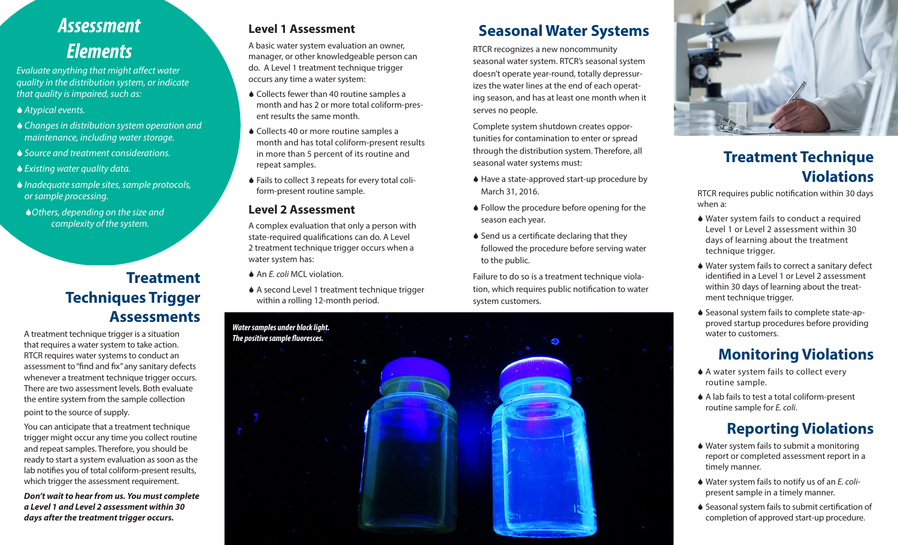## Assessment Elements

*Evaluate anything that might affect water quality in the distribution system, or indicate that quality is impaired, such as:*

- *Atypical events.*
- *Changes in distribution system operation and maintenance, including water storage.*
- *Source and treatment considerations.*
- *Existing water quality data.*
- *Inadequate sample sites, sample protocols, or sample processing.*
- *Others, depending on the size and complexity of the system.*

## Treatment Techniques Trigger Assessments

A treatment technique trigger is a situation that requires a water system to take action. RTCR requires water systems to conduct an assessment to "find and fix" any sanitary defects whenever a treatment technique trigger occurs. There are two assessment levels. Both evaluate the entire system from the sample collection point to the source of supply.

You can anticipate that a treatment technique trigger might occur any time you collect routine and repeat samples. Therefore, you should be ready to start a system evaluation as soon as the lab notifies you of total coliform-present results, which trigger the assessment requirement.

***Don't wait to hear from us. You must complete a Level 1 and Level 2 assessment within 30 days after the treatment trigger occurs.***

### Level 1 Assessment

A basic water system evaluation an owner, manager, or other knowledgeable person can do. A Level 1 treatment technique trigger occurs any time a water system:

- Collects fewer than 40 routine samples a month and has 2 or more total coliform-present results the same month.
- Collects 40 or more routine samples a month and has total coliform-present results in more than 5 percent of its routine and repeat samples.
- Fails to collect 3 repeats for every total coliform-present routine sample.

### Level 2 Assessment

A complex evaluation that only a person with state-required qualifications can do. A Level 2 treatment technique trigger occurs when a water system has:

- An *E. coli* MCL violation.
- A second Level 1 treatment technique trigger within a rolling 12-month period.

*Water samples under black light. The positive sample fluoresces.*

## Seasonal Water Systems

RTCR recognizes a new noncommunity seasonal water system. RTCR's seasonal system doesn't operate year-round, totally depressurizes the water lines at the end of each operating season, and has at least one month when it serves no people.

Complete system shutdown creates opportunities for contamination to enter or spread through the distribution system. Therefore, all seasonal water systems must:

- Have a state-approved start-up procedure by March 31, 2016.
- Follow the procedure before opening for the season each year.
- Send us a certificate declaring that they followed the procedure before serving water to the public.

Failure to do so is a treatment technique violation, which requires public notification to water system customers.

## Treatment Technique Violations

RTCR requires public notification within 30 days when a:

- Water system fails to conduct a required Level 1 or Level 2 assessment within 30 days of learning about the treatment technique trigger.
- Water system fails to correct a sanitary defect identified in a Level 1 or Level 2 assessment within 30 days of learning about the treatment technique trigger.
- Seasonal system fails to complete state-approved startup procedures before providing water to customers.

## Monitoring Violations

- A water system fails to collect every routine sample.
- A lab fails to test a total coliform-present routine sample for *E. coli*.

## Reporting Violations

- Water system fails to submit a monitoring report or completed assessment report in a timely manner.
- Water system fails to notify us of an *E. coli*-present sample in a timely manner.
- Seasonal system fails to submit certification of completion of approved start-up procedure.